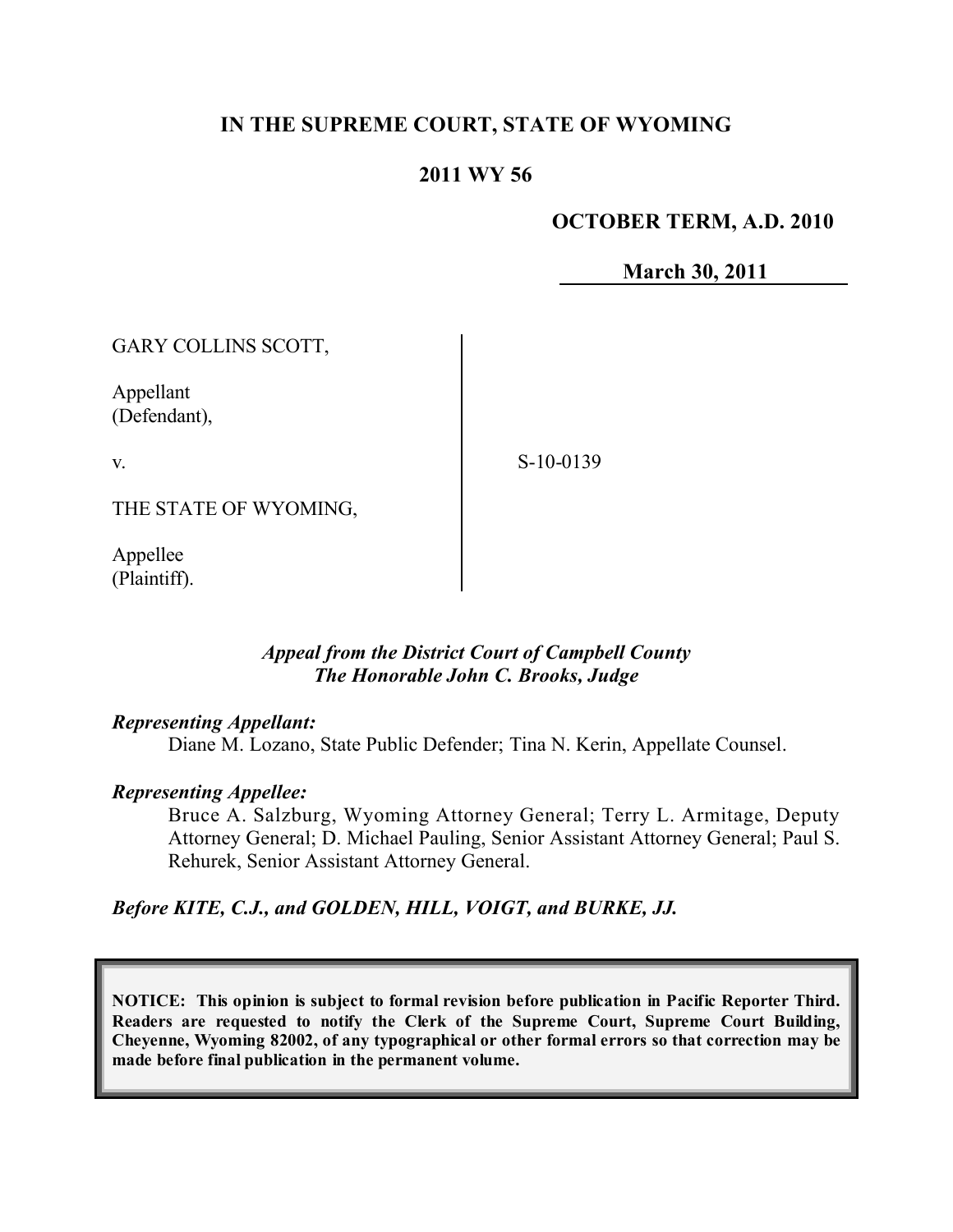**IN THE SUPREME COURT, STATE OF WYOMING**

**2011 WY 56**

**OCTOBER TERM, A.D. 2010**

**March 30, 2011**

GARY COLLINS SCOTT,

Appellant
(Defendant),

v.

THE STATE OF WYOMING,

Appellee
(Plaintiff).

S-10-0139

***Appeal from the District Court of Campbell County***
***The Honorable John C. Brooks, Judge***

***Representing Appellant:***

Diane M. Lozano, State Public Defender; Tina N. Kerin, Appellate Counsel.

***Representing Appellee:***

Bruce A. Salzburg, Wyoming Attorney General; Terry L. Armitage, Deputy Attorney General; D. Michael Pauling, Senior Assistant Attorney General; Paul S. Rehurek, Senior Assistant Attorney General.

***Before KITE, C.J., and GOLDEN, HILL, VOIGT, and BURKE, JJ.***

**NOTICE: This opinion is subject to formal revision before publication in Pacific Reporter Third. Readers are requested to notify the Clerk of the Supreme Court, Supreme Court Building, Cheyenne, Wyoming 82002, of any typographical or other formal errors so that correction may be made before final publication in the permanent volume.**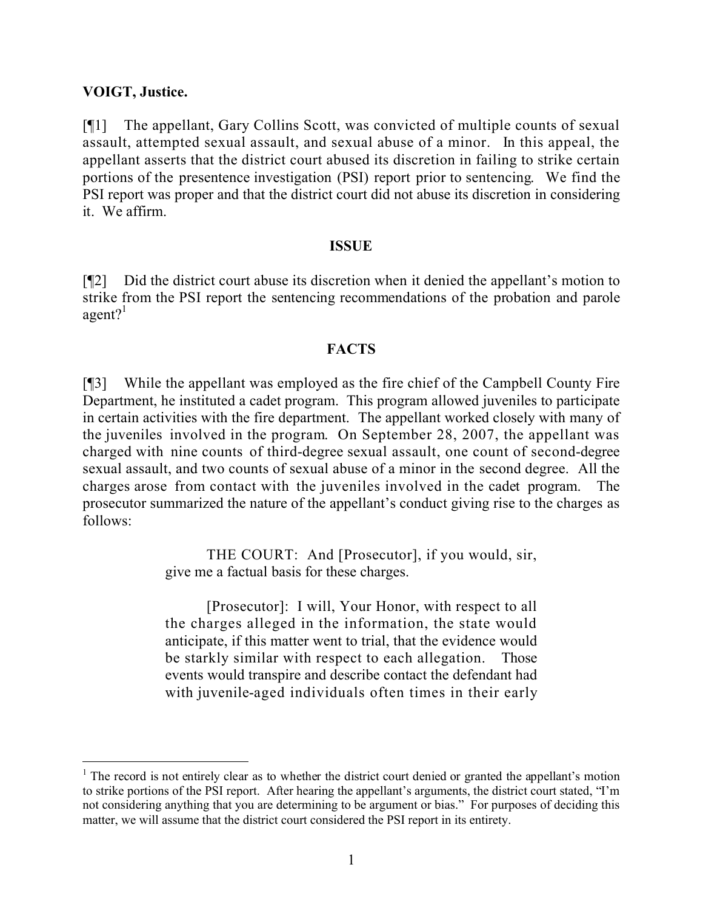**VOIGT, Justice.**

[¶1] The appellant, Gary Collins Scott, was convicted of multiple counts of sexual assault, attempted sexual assault, and sexual abuse of a minor. In this appeal, the appellant asserts that the district court abused its discretion in failing to strike certain portions of the presentence investigation (PSI) report prior to sentencing. We find the PSI report was proper and that the district court did not abuse its discretion in considering it. We affirm.

**ISSUE**

[¶2] Did the district court abuse its discretion when it denied the appellant's motion to strike from the PSI report the sentencing recommendations of the probation and parole agent?[1]

**FACTS**

[¶3] While the appellant was employed as the fire chief of the Campbell County Fire Department, he instituted a cadet program. This program allowed juveniles to participate in certain activities with the fire department. The appellant worked closely with many of the juveniles involved in the program. On September 28, 2007, the appellant was charged with nine counts of third-degree sexual assault, one count of second-degree sexual assault, and two counts of sexual abuse of a minor in the second degree. All the charges arose from contact with the juveniles involved in the cadet program. The prosecutor summarized the nature of the appellant's conduct giving rise to the charges as follows:

> THE COURT: And [Prosecutor], if you would, sir, give me a factual basis for these charges.
>
> [Prosecutor]: I will, Your Honor, with respect to all the charges alleged in the information, the state would anticipate, if this matter went to trial, that the evidence would be starkly similar with respect to each allegation. Those events would transpire and describe contact the defendant had with juvenile-aged individuals often times in their early

---

[1] The record is not entirely clear as to whether the district court denied or granted the appellant's motion to strike portions of the PSI report. After hearing the appellant's arguments, the district court stated, "I'm not considering anything that you are determining to be argument or bias." For purposes of deciding this matter, we will assume that the district court considered the PSI report in its entirety.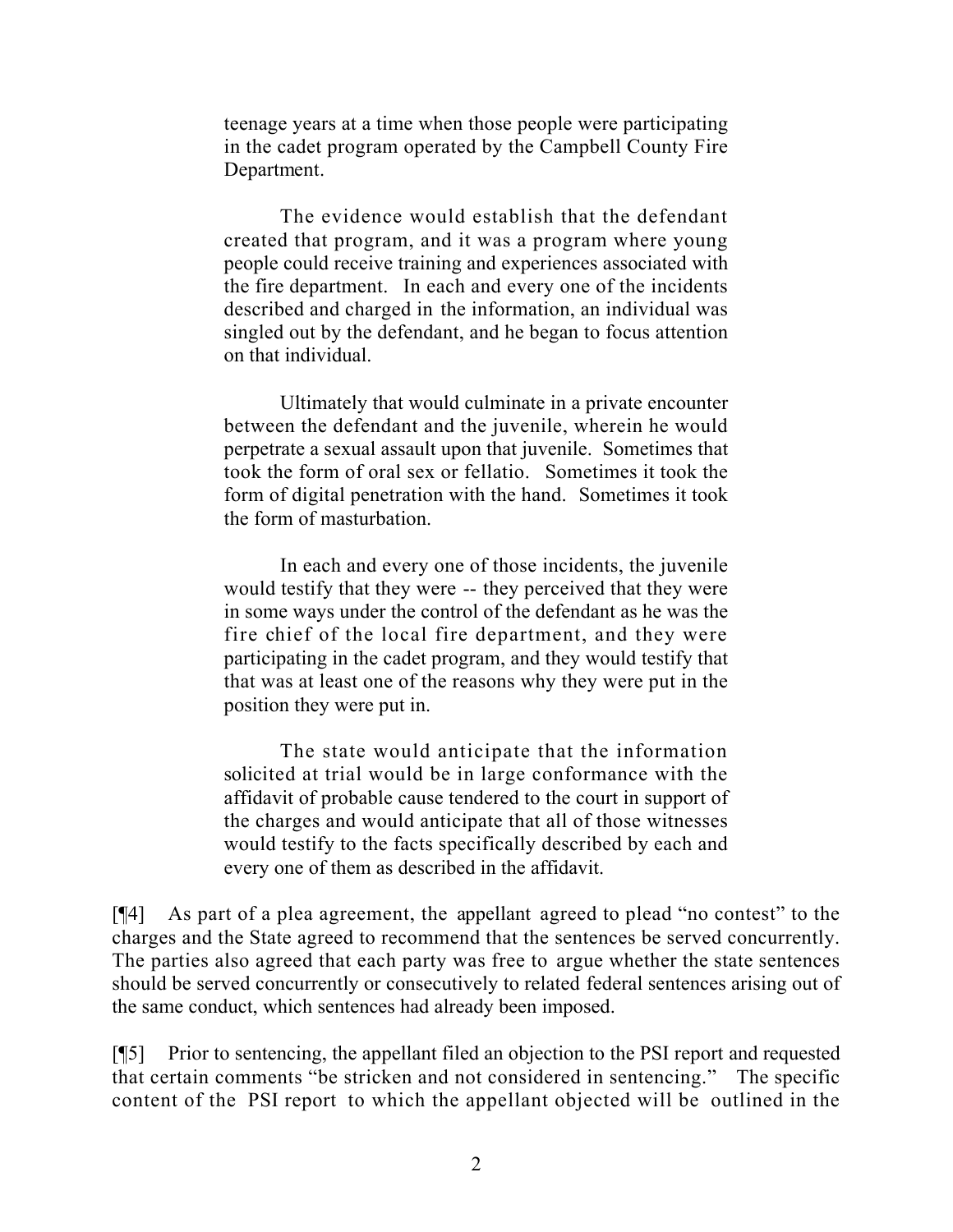> teenage years at a time when those people were participating in the cadet program operated by the Campbell County Fire Department.
>
> The evidence would establish that the defendant created that program, and it was a program where young people could receive training and experiences associated with the fire department. In each and every one of the incidents described and charged in the information, an individual was singled out by the defendant, and he began to focus attention on that individual.
>
> Ultimately that would culminate in a private encounter between the defendant and the juvenile, wherein he would perpetrate a sexual assault upon that juvenile. Sometimes that took the form of oral sex or fellatio. Sometimes it took the form of digital penetration with the hand. Sometimes it took the form of masturbation.
>
> In each and every one of those incidents, the juvenile would testify that they were -- they perceived that they were in some ways under the control of the defendant as he was the fire chief of the local fire department, and they were participating in the cadet program, and they would testify that that was at least one of the reasons why they were put in the position they were put in.
>
> The state would anticipate that the information solicited at trial would be in large conformance with the affidavit of probable cause tendered to the court in support of the charges and would anticipate that all of those witnesses would testify to the facts specifically described by each and every one of them as described in the affidavit.

[¶4] As part of a plea agreement, the appellant agreed to plead "no contest" to the charges and the State agreed to recommend that the sentences be served concurrently. The parties also agreed that each party was free to argue whether the state sentences should be served concurrently or consecutively to related federal sentences arising out of the same conduct, which sentences had already been imposed.

[¶5] Prior to sentencing, the appellant filed an objection to the PSI report and requested that certain comments "be stricken and not considered in sentencing." The specific content of the PSI report to which the appellant objected will be outlined in the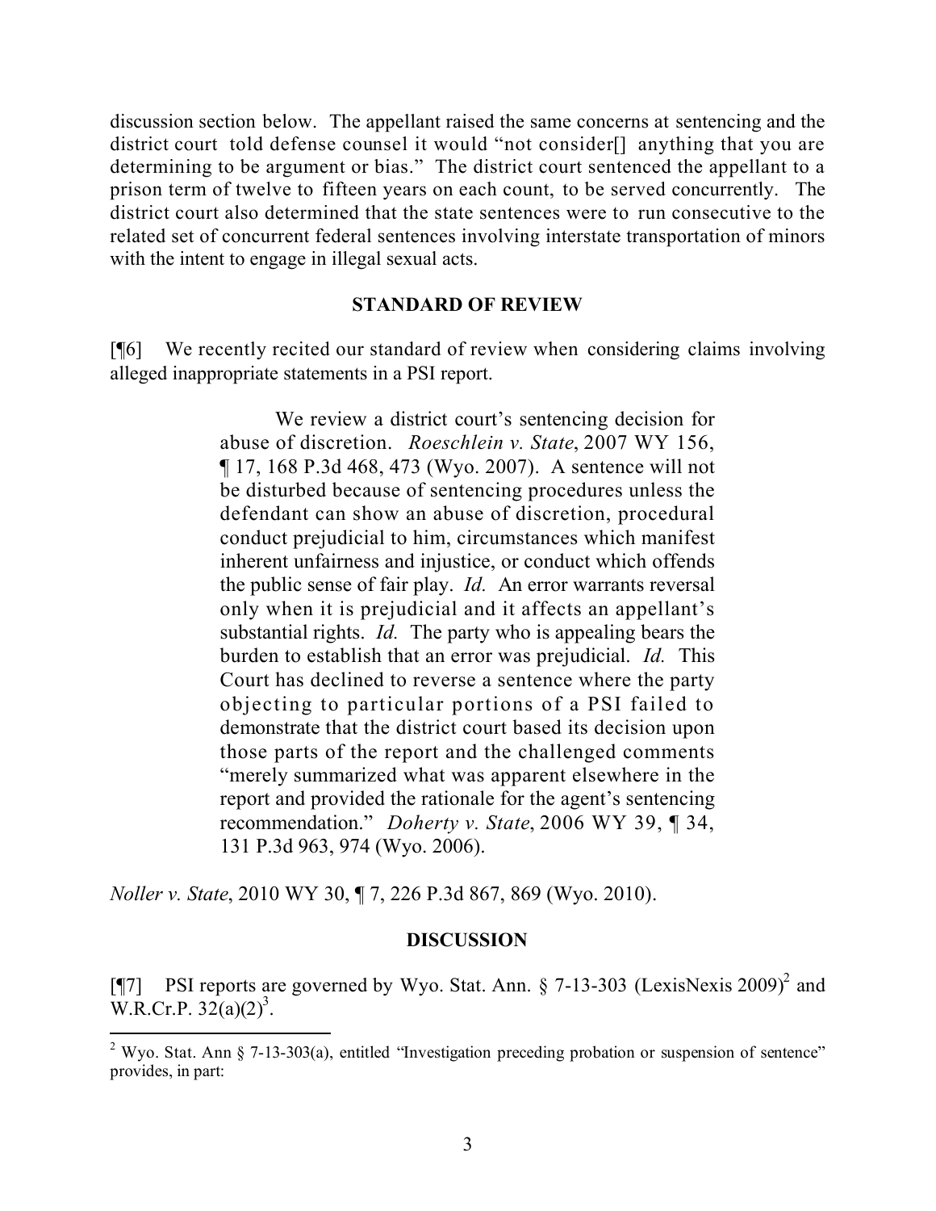discussion section below. The appellant raised the same concerns at sentencing and the district court told defense counsel it would "not consider[] anything that you are determining to be argument or bias." The district court sentenced the appellant to a prison term of twelve to fifteen years on each count, to be served concurrently. The district court also determined that the state sentences were to run consecutive to the related set of concurrent federal sentences involving interstate transportation of minors with the intent to engage in illegal sexual acts.

## STANDARD OF REVIEW

[¶6] We recently recited our standard of review when considering claims involving alleged inappropriate statements in a PSI report.

> We review a district court's sentencing decision for abuse of discretion. *Roeschlein v. State*, 2007 WY 156, ¶ 17, 168 P.3d 468, 473 (Wyo. 2007). A sentence will not be disturbed because of sentencing procedures unless the defendant can show an abuse of discretion, procedural conduct prejudicial to him, circumstances which manifest inherent unfairness and injustice, or conduct which offends the public sense of fair play. *Id.* An error warrants reversal only when it is prejudicial and it affects an appellant's substantial rights. *Id.* The party who is appealing bears the burden to establish that an error was prejudicial. *Id.* This Court has declined to reverse a sentence where the party objecting to particular portions of a PSI failed to demonstrate that the district court based its decision upon those parts of the report and the challenged comments "merely summarized what was apparent elsewhere in the report and provided the rationale for the agent's sentencing recommendation." *Doherty v. State*, 2006 WY 39, ¶ 34, 131 P.3d 963, 974 (Wyo. 2006).

*Noller v. State*, 2010 WY 30, ¶ 7, 226 P.3d 867, 869 (Wyo. 2010).

## DISCUSSION

[¶7] PSI reports are governed by Wyo. Stat. Ann. § 7-13-303 (LexisNexis 2009)[2] and W.R.Cr.P. 32(a)(2)[3].

---

[2] Wyo. Stat. Ann § 7-13-303(a), entitled "Investigation preceding probation or suspension of sentence" provides, in part: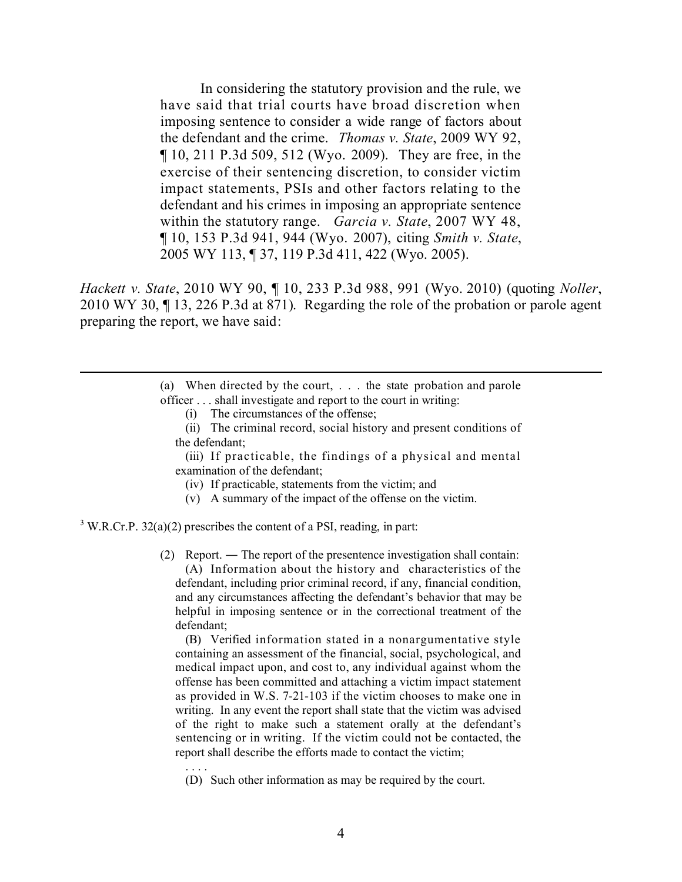> In considering the statutory provision and the rule, we have said that trial courts have broad discretion when imposing sentence to consider a wide range of factors about the defendant and the crime. *Thomas v. State*, 2009 WY 92, ¶ 10, 211 P.3d 509, 512 (Wyo. 2009). They are free, in the exercise of their sentencing discretion, to consider victim impact statements, PSIs and other factors relating to the defendant and his crimes in imposing an appropriate sentence within the statutory range. *Garcia v. State*, 2007 WY 48, ¶ 10, 153 P.3d 941, 944 (Wyo. 2007), citing *Smith v. State*, 2005 WY 113, ¶ 37, 119 P.3d 411, 422 (Wyo. 2005).

*Hackett v. State*, 2010 WY 90, ¶ 10, 233 P.3d 988, 991 (Wyo. 2010) (quoting *Noller*, 2010 WY 30, ¶ 13, 226 P.3d at 871). Regarding the role of the probation or parole agent preparing the report, we have said:

---

> (a) When directed by the court, . . . the state probation and parole officer . . . shall investigate and report to the court in writing:
>
> (i) The circumstances of the offense;
>
> (ii) The criminal record, social history and present conditions of the defendant;
>
> (iii) If practicable, the findings of a physical and mental examination of the defendant;
>
> (iv) If practicable, statements from the victim; and
>
> (v) A summary of the impact of the offense on the victim.

[3] W.R.Cr.P. 32(a)(2) prescribes the content of a PSI, reading, in part:

> (2) Report. ― The report of the presentence investigation shall contain:
>
> (A) Information about the history and characteristics of the defendant, including prior criminal record, if any, financial condition, and any circumstances affecting the defendant's behavior that may be helpful in imposing sentence or in the correctional treatment of the defendant;
>
> (B) Verified information stated in a nonargumentative style containing an assessment of the financial, social, psychological, and medical impact upon, and cost to, any individual against whom the offense has been committed and attaching a victim impact statement as provided in W.S. 7-21-103 if the victim chooses to make one in writing. In any event the report shall state that the victim was advised of the right to make such a statement orally at the defendant's sentencing or in writing. If the victim could not be contacted, the report shall describe the efforts made to contact the victim;
>
> . . . .
>
> (D) Such other information as may be required by the court.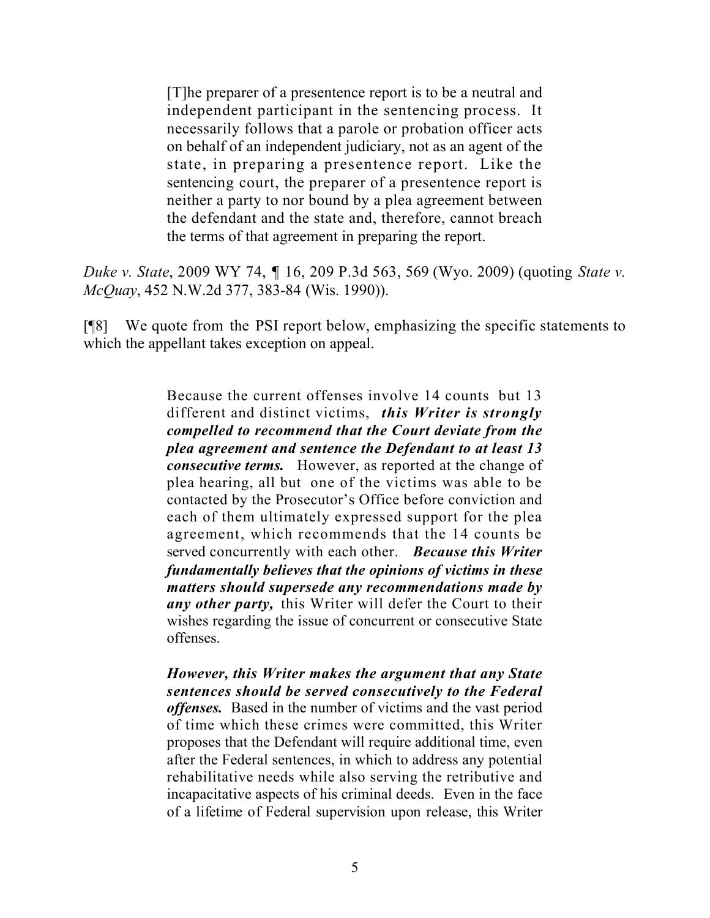> [T]he preparer of a presentence report is to be a neutral and independent participant in the sentencing process. It necessarily follows that a parole or probation officer acts on behalf of an independent judiciary, not as an agent of the state, in preparing a presentence report. Like the sentencing court, the preparer of a presentence report is neither a party to nor bound by a plea agreement between the defendant and the state and, therefore, cannot breach the terms of that agreement in preparing the report.

*Duke v. State*, 2009 WY 74, ¶ 16, 209 P.3d 563, 569 (Wyo. 2009) (quoting *State v. McQuay*, 452 N.W.2d 377, 383-84 (Wis. 1990)).

[¶8] We quote from the PSI report below, emphasizing the specific statements to which the appellant takes exception on appeal.

> Because the current offenses involve 14 counts but 13 different and distinct victims, ***this Writer is strongly compelled to recommend that the Court deviate from the plea agreement and sentence the Defendant to at least 13 consecutive terms.*** However, as reported at the change of plea hearing, all but one of the victims was able to be contacted by the Prosecutor's Office before conviction and each of them ultimately expressed support for the plea agreement, which recommends that the 14 counts be served concurrently with each other. ***Because this Writer fundamentally believes that the opinions of victims in these matters should supersede any recommendations made by any other party,*** this Writer will defer the Court to their wishes regarding the issue of concurrent or consecutive State offenses.
>
> ***However, this Writer makes the argument that any State sentences should be served consecutively to the Federal offenses.*** Based in the number of victims and the vast period of time which these crimes were committed, this Writer proposes that the Defendant will require additional time, even after the Federal sentences, in which to address any potential rehabilitative needs while also serving the retributive and incapacitative aspects of his criminal deeds. Even in the face of a lifetime of Federal supervision upon release, this Writer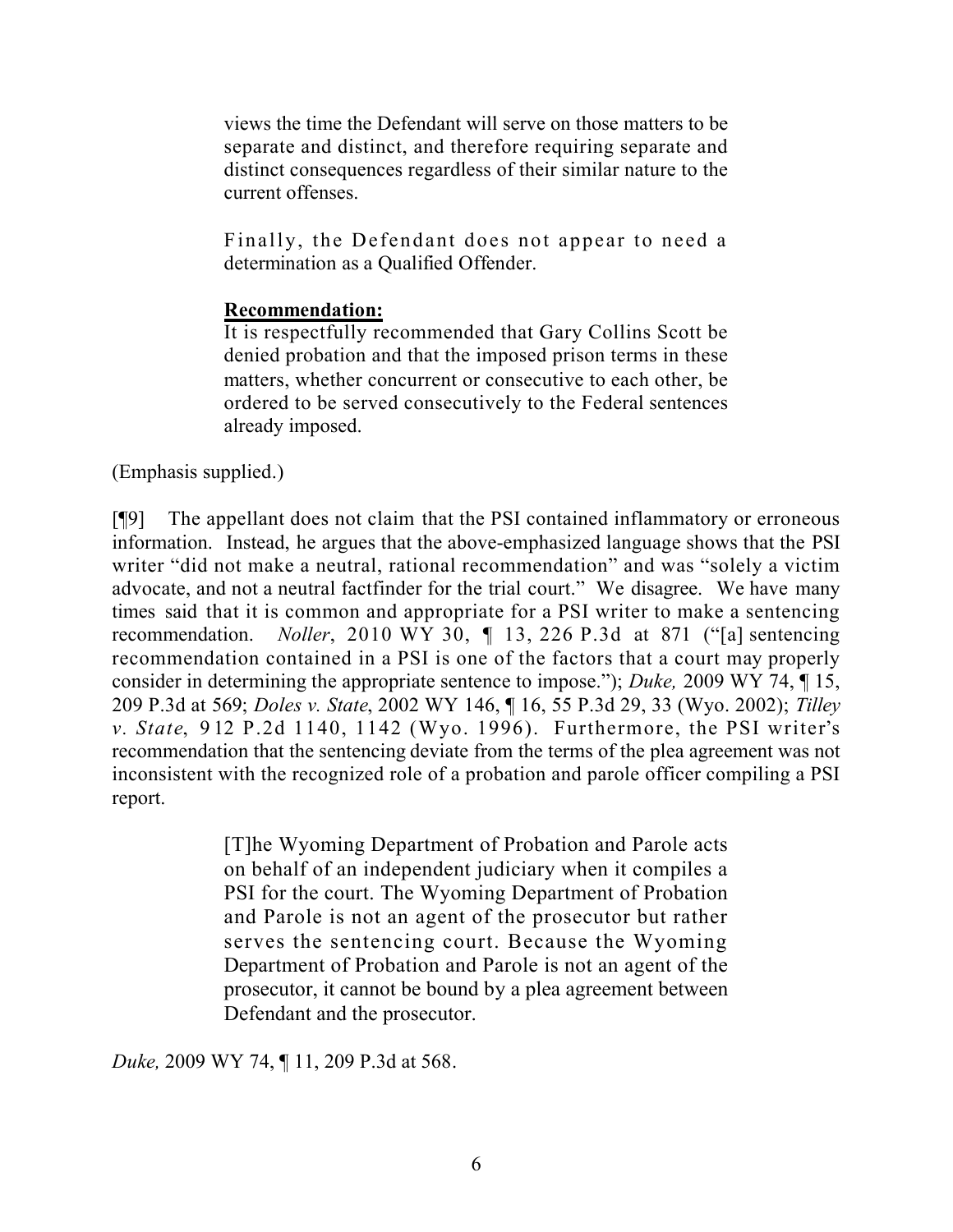> views the time the Defendant will serve on those matters to be separate and distinct, and therefore requiring separate and distinct consequences regardless of their similar nature to the current offenses.
>
> Finally, the Defendant does not appear to need a determination as a Qualified Offender.
>
> **Recommendation:**
> It is respectfully recommended that Gary Collins Scott be denied probation and that the imposed prison terms in these matters, whether concurrent or consecutive to each other, be ordered to be served consecutively to the Federal sentences already imposed.

(Emphasis supplied.)

[¶9] The appellant does not claim that the PSI contained inflammatory or erroneous information. Instead, he argues that the above-emphasized language shows that the PSI writer "did not make a neutral, rational recommendation" and was "solely a victim advocate, and not a neutral factfinder for the trial court." We disagree. We have many times said that it is common and appropriate for a PSI writer to make a sentencing recommendation. *Noller*, 2010 WY 30, ¶ 13, 226 P.3d at 871 ("[a] sentencing recommendation contained in a PSI is one of the factors that a court may properly consider in determining the appropriate sentence to impose."); *Duke,* 2009 WY 74, ¶ 15, 209 P.3d at 569; *Doles v. State*, 2002 WY 146, ¶ 16, 55 P.3d 29, 33 (Wyo. 2002); *Tilley v. State*, 912 P.2d 1140, 1142 (Wyo. 1996). Furthermore, the PSI writer's recommendation that the sentencing deviate from the terms of the plea agreement was not inconsistent with the recognized role of a probation and parole officer compiling a PSI report.

> [T]he Wyoming Department of Probation and Parole acts on behalf of an independent judiciary when it compiles a PSI for the court. The Wyoming Department of Probation and Parole is not an agent of the prosecutor but rather serves the sentencing court. Because the Wyoming Department of Probation and Parole is not an agent of the prosecutor, it cannot be bound by a plea agreement between Defendant and the prosecutor.

*Duke,* 2009 WY 74, ¶ 11, 209 P.3d at 568.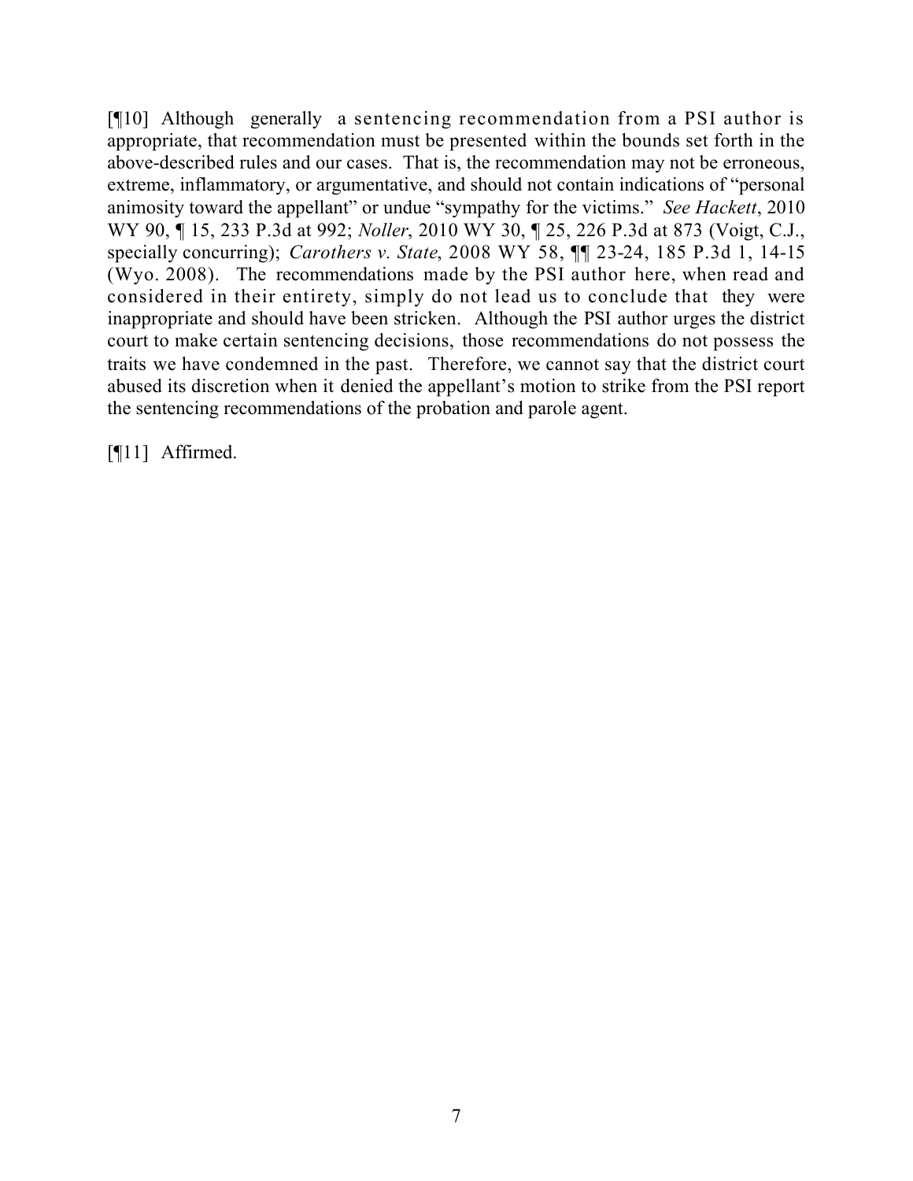[¶10] Although generally a sentencing recommendation from a PSI author is appropriate, that recommendation must be presented within the bounds set forth in the above-described rules and our cases. That is, the recommendation may not be erroneous, extreme, inflammatory, or argumentative, and should not contain indications of "personal animosity toward the appellant" or undue "sympathy for the victims." *See Hackett*, 2010 WY 90, ¶ 15, 233 P.3d at 992; *Noller*, 2010 WY 30, ¶ 25, 226 P.3d at 873 (Voigt, C.J., specially concurring); *Carothers v. State*, 2008 WY 58, ¶¶ 23-24, 185 P.3d 1, 14-15 (Wyo. 2008). The recommendations made by the PSI author here, when read and considered in their entirety, simply do not lead us to conclude that they were inappropriate and should have been stricken. Although the PSI author urges the district court to make certain sentencing decisions, those recommendations do not possess the traits we have condemned in the past. Therefore, we cannot say that the district court abused its discretion when it denied the appellant's motion to strike from the PSI report the sentencing recommendations of the probation and parole agent.

[¶11] Affirmed.